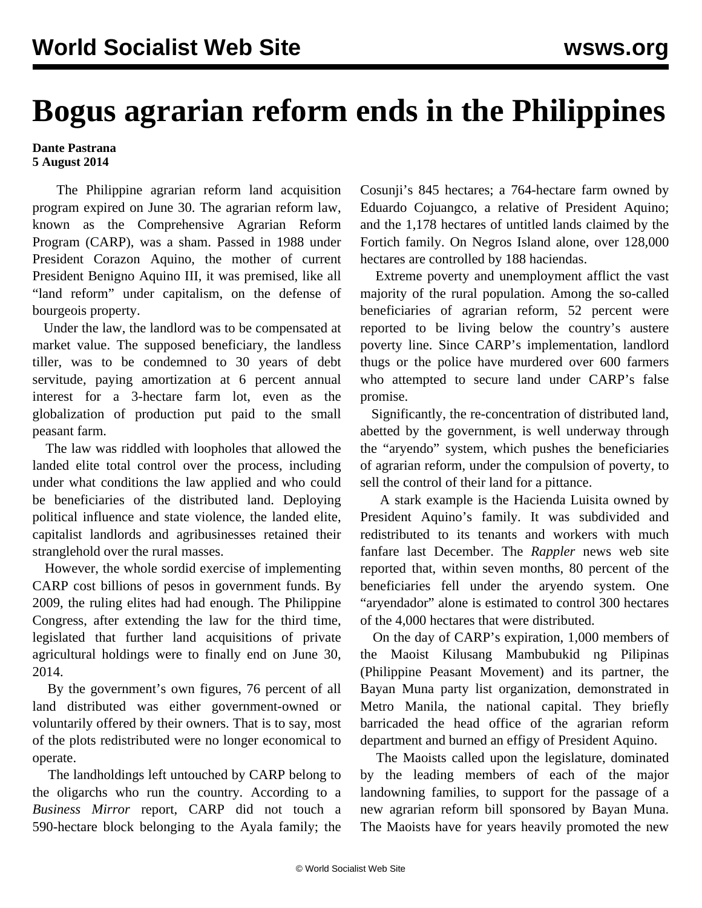# Bogus agrarian reform ends in the Philippines

**Dante Pastrana**
**5 August 2014**

The Philippine agrarian reform land acquisition program expired on June 30. The agrarian reform law, known as the Comprehensive Agrarian Reform Program (CARP), was a sham. Passed in 1988 under President Corazon Aquino, the mother of current President Benigno Aquino III, it was premised, like all "land reform" under capitalism, on the defense of bourgeois property.

Under the law, the landlord was to be compensated at market value. The supposed beneficiary, the landless tiller, was to be condemned to 30 years of debt servitude, paying amortization at 6 percent annual interest for a 3-hectare farm lot, even as the globalization of production put paid to the small peasant farm.

The law was riddled with loopholes that allowed the landed elite total control over the process, including under what conditions the law applied and who could be beneficiaries of the distributed land. Deploying political influence and state violence, the landed elite, capitalist landlords and agribusinesses retained their stranglehold over the rural masses.

However, the whole sordid exercise of implementing CARP cost billions of pesos in government funds. By 2009, the ruling elites had had enough. The Philippine Congress, after extending the law for the third time, legislated that further land acquisitions of private agricultural holdings were to finally end on June 30, 2014.

By the government's own figures, 76 percent of all land distributed was either government-owned or voluntarily offered by their owners. That is to say, most of the plots redistributed were no longer economical to operate.

The landholdings left untouched by CARP belong to the oligarchs who run the country. According to a *Business Mirror* report, CARP did not touch a 590-hectare block belonging to the Ayala family; the Cosunji's 845 hectares; a 764-hectare farm owned by Eduardo Cojuangco, a relative of President Aquino; and the 1,178 hectares of untitled lands claimed by the Fortich family. On Negros Island alone, over 128,000 hectares are controlled by 188 haciendas.

Extreme poverty and unemployment afflict the vast majority of the rural population. Among the so-called beneficiaries of agrarian reform, 52 percent were reported to be living below the country's austere poverty line. Since CARP's implementation, landlord thugs or the police have murdered over 600 farmers who attempted to secure land under CARP's false promise.

Significantly, the re-concentration of distributed land, abetted by the government, is well underway through the "aryendo" system, which pushes the beneficiaries of agrarian reform, under the compulsion of poverty, to sell the control of their land for a pittance.

A stark example is the Hacienda Luisita owned by President Aquino's family. It was subdivided and redistributed to its tenants and workers with much fanfare last December. The *Rappler* news web site reported that, within seven months, 80 percent of the beneficiaries fell under the aryendo system. One "aryendador" alone is estimated to control 300 hectares of the 4,000 hectares that were distributed.

On the day of CARP's expiration, 1,000 members of the Maoist Kilusang Mambubukid ng Pilipinas (Philippine Peasant Movement) and its partner, the Bayan Muna party list organization, demonstrated in Metro Manila, the national capital. They briefly barricaded the head office of the agrarian reform department and burned an effigy of President Aquino.

The Maoists called upon the legislature, dominated by the leading members of each of the major landowning families, to support for the passage of a new agrarian reform bill sponsored by Bayan Muna. The Maoists have for years heavily promoted the new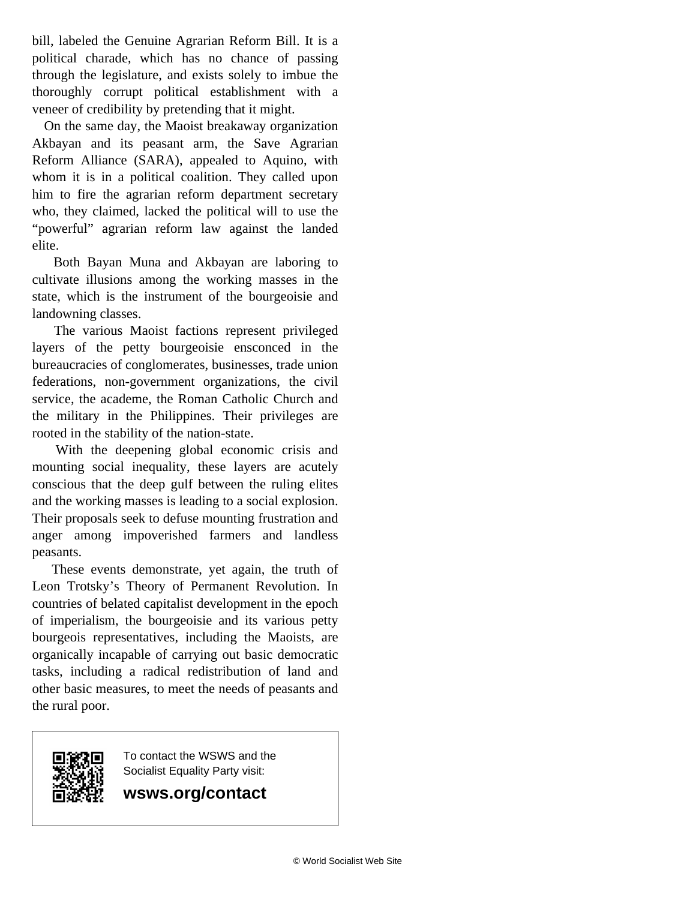bill, labeled the Genuine Agrarian Reform Bill. It is a political charade, which has no chance of passing through the legislature, and exists solely to imbue the thoroughly corrupt political establishment with a veneer of credibility by pretending that it might.

On the same day, the Maoist breakaway organization Akbayan and its peasant arm, the Save Agrarian Reform Alliance (SARA), appealed to Aquino, with whom it is in a political coalition. They called upon him to fire the agrarian reform department secretary who, they claimed, lacked the political will to use the "powerful" agrarian reform law against the landed elite.

Both Bayan Muna and Akbayan are laboring to cultivate illusions among the working masses in the state, which is the instrument of the bourgeoisie and landowning classes.

The various Maoist factions represent privileged layers of the petty bourgeoisie ensconced in the bureaucracies of conglomerates, businesses, trade union federations, non-government organizations, the civil service, the academe, the Roman Catholic Church and the military in the Philippines. Their privileges are rooted in the stability of the nation-state.

With the deepening global economic crisis and mounting social inequality, these layers are acutely conscious that the deep gulf between the ruling elites and the working masses is leading to a social explosion. Their proposals seek to defuse mounting frustration and anger among impoverished farmers and landless peasants.

These events demonstrate, yet again, the truth of Leon Trotsky's Theory of Permanent Revolution. In countries of belated capitalist development in the epoch of imperialism, the bourgeoisie and its various petty bourgeois representatives, including the Maoists, are organically incapable of carrying out basic democratic tasks, including a radical redistribution of land and other basic measures, to meet the needs of peasants and the rural poor.

To contact the WSWS and the Socialist Equality Party visit:

**wsws.org/contact**